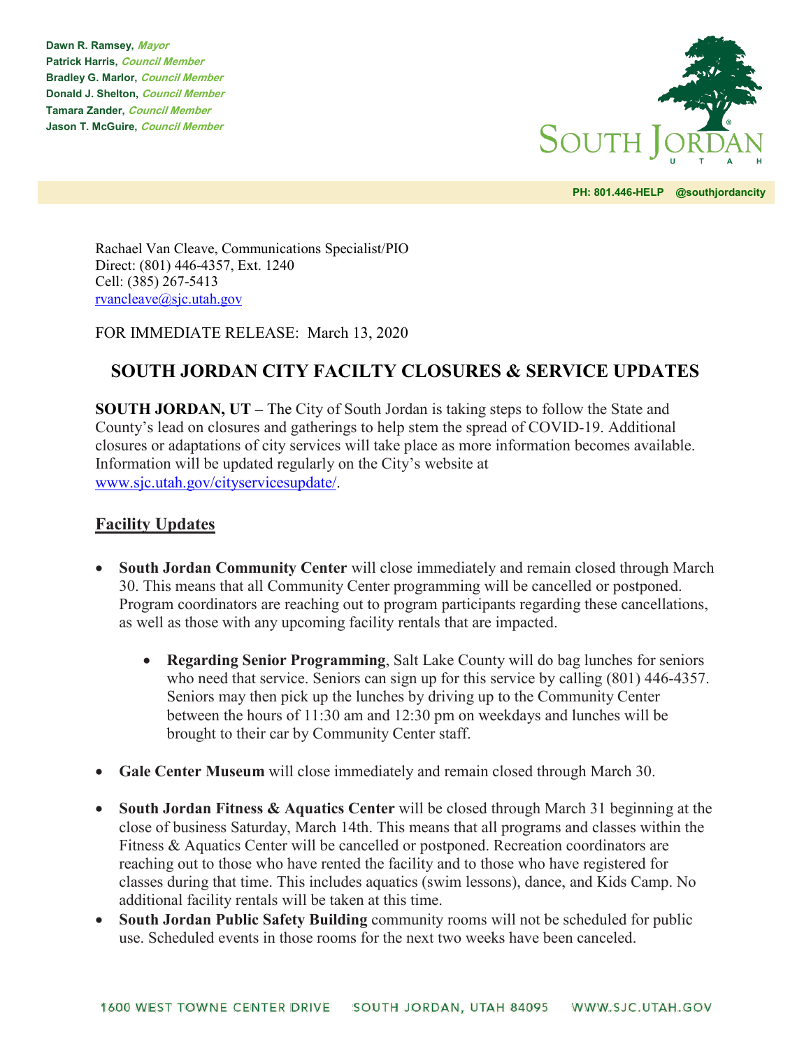**Dawn R. Ramsey,** ***Mayor***
**Patrick Harris,** ***Council Member***
**Bradley G. Marlor,** ***Council Member***
**Donald J. Shelton,** ***Council Member***
**Tamara Zander,** ***Council Member***
**Jason T. McGuire,** ***Council Member***

SOUTH JORDAN
UTAH

**PH: 801.446-HELP @southjordancity**

Rachael Van Cleave, Communications Specialist/PIO
Direct: (801) 446-4357, Ext. 1240
Cell: (385) 267-5413
rvancleave@sjc.utah.gov

FOR IMMEDIATE RELEASE: March 13, 2020

## SOUTH JORDAN CITY FACILTY CLOSURES & SERVICE UPDATES

**SOUTH JORDAN, UT –** The City of South Jordan is taking steps to follow the State and County's lead on closures and gatherings to help stem the spread of COVID-19. Additional closures or adaptations of city services will take place as more information becomes available. Information will be updated regularly on the City's website at www.sjc.utah.gov/cityservicesupdate/.

### Facility Updates

- **South Jordan Community Center** will close immediately and remain closed through March 30. This means that all Community Center programming will be cancelled or postponed. Program coordinators are reaching out to program participants regarding these cancellations, as well as those with any upcoming facility rentals that are impacted.
  - **Regarding Senior Programming**, Salt Lake County will do bag lunches for seniors who need that service. Seniors can sign up for this service by calling (801) 446-4357. Seniors may then pick up the lunches by driving up to the Community Center between the hours of 11:30 am and 12:30 pm on weekdays and lunches will be brought to their car by Community Center staff.
- **Gale Center Museum** will close immediately and remain closed through March 30.
- **South Jordan Fitness & Aquatics Center** will be closed through March 31 beginning at the close of business Saturday, March 14th. This means that all programs and classes within the Fitness & Aquatics Center will be cancelled or postponed. Recreation coordinators are reaching out to those who have rented the facility and to those who have registered for classes during that time. This includes aquatics (swim lessons), dance, and Kids Camp. No additional facility rentals will be taken at this time.
- **South Jordan Public Safety Building** community rooms will not be scheduled for public use. Scheduled events in those rooms for the next two weeks have been canceled.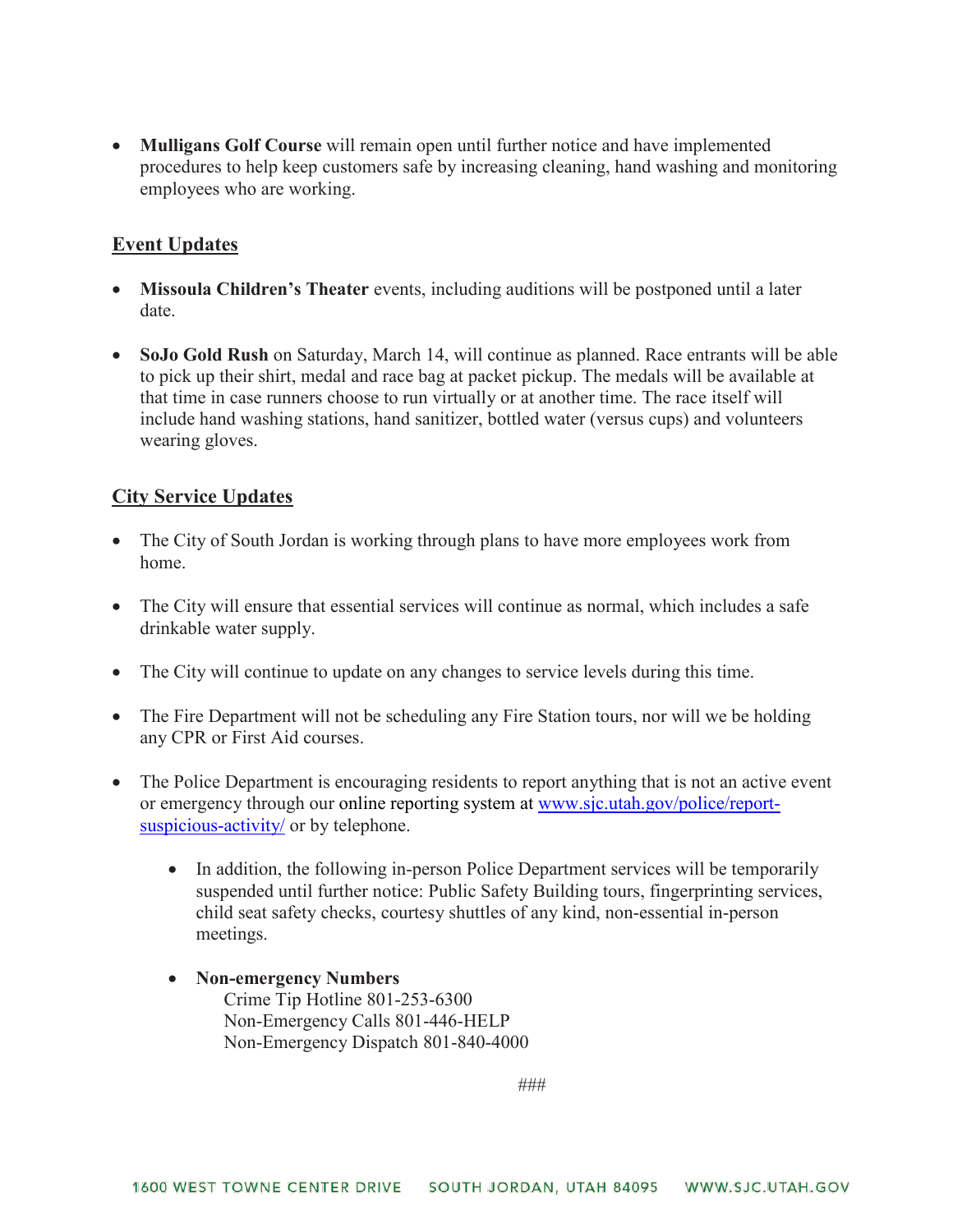- **Mulligans Golf Course** will remain open until further notice and have implemented procedures to help keep customers safe by increasing cleaning, hand washing and monitoring employees who are working.

## Event Updates

- **Missoula Children's Theater** events, including auditions will be postponed until a later date.

- **SoJo Gold Rush** on Saturday, March 14, will continue as planned. Race entrants will be able to pick up their shirt, medal and race bag at packet pickup. The medals will be available at that time in case runners choose to run virtually or at another time. The race itself will include hand washing stations, hand sanitizer, bottled water (versus cups) and volunteers wearing gloves.

## City Service Updates

- The City of South Jordan is working through plans to have more employees work from home.

- The City will ensure that essential services will continue as normal, which includes a safe drinkable water supply.

- The City will continue to update on any changes to service levels during this time.

- The Fire Department will not be scheduling any Fire Station tours, nor will we be holding any CPR or First Aid courses.

- The Police Department is encouraging residents to report anything that is not an active event or emergency through our online reporting system at [www.sjc.utah.gov/police/report-suspicious-activity/](http://www.sjc.utah.gov/police/report-suspicious-activity/) or by telephone.

  - In addition, the following in-person Police Department services will be temporarily suspended until further notice: Public Safety Building tours, fingerprinting services, child seat safety checks, courtesy shuttles of any kind, non-essential in-person meetings.

  - **Non-emergency Numbers**
    Crime Tip Hotline 801-253-6300
    Non-Emergency Calls 801-446-HELP
    Non-Emergency Dispatch 801-840-4000

###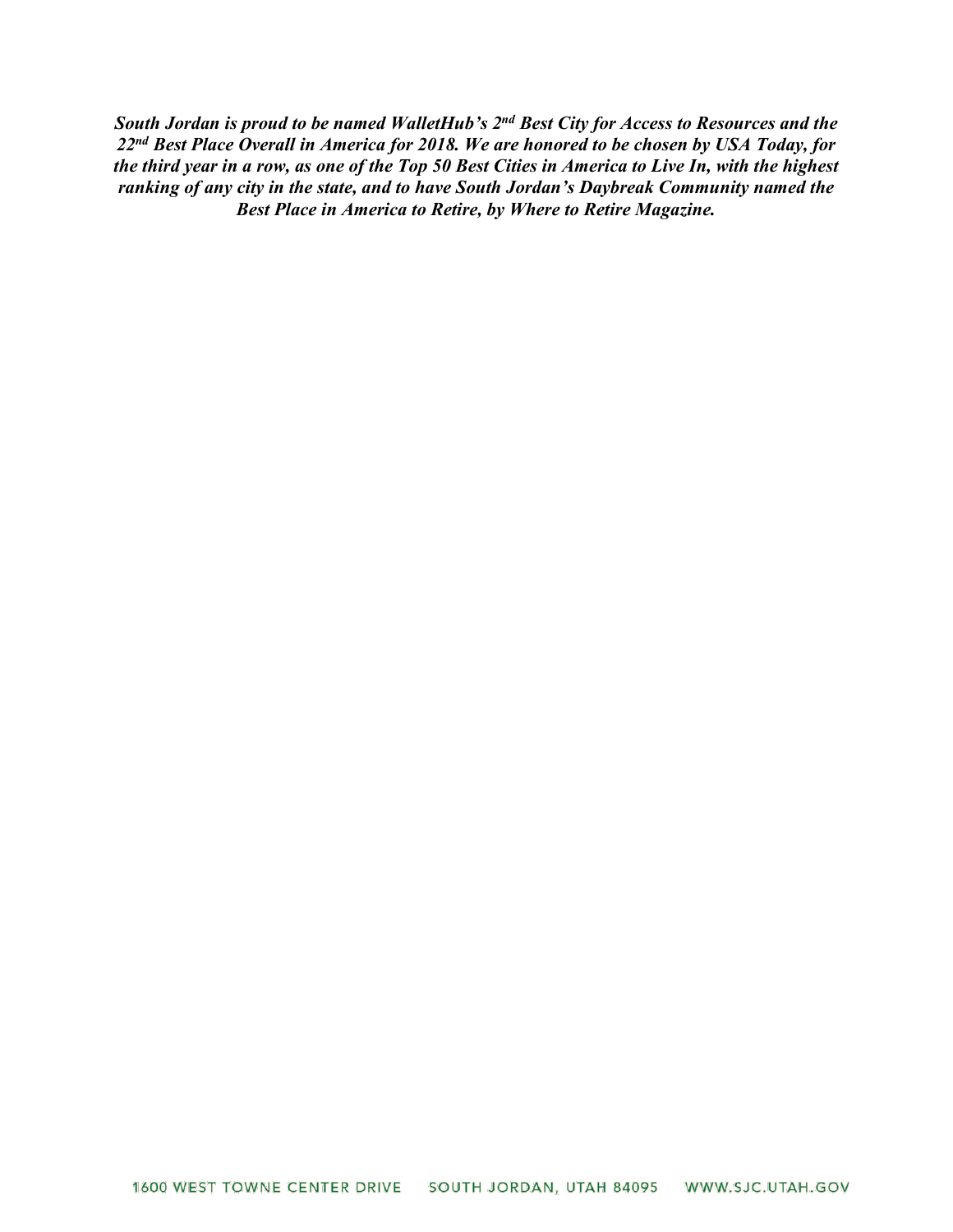***South Jordan is proud to be named WalletHub's 2nd Best City for Access to Resources and the 22nd Best Place Overall in America for 2018. We are honored to be chosen by USA Today, for the third year in a row, as one of the Top 50 Best Cities in America to Live In, with the highest ranking of any city in the state, and to have South Jordan's Daybreak Community named the Best Place in America to Retire, by Where to Retire Magazine.***